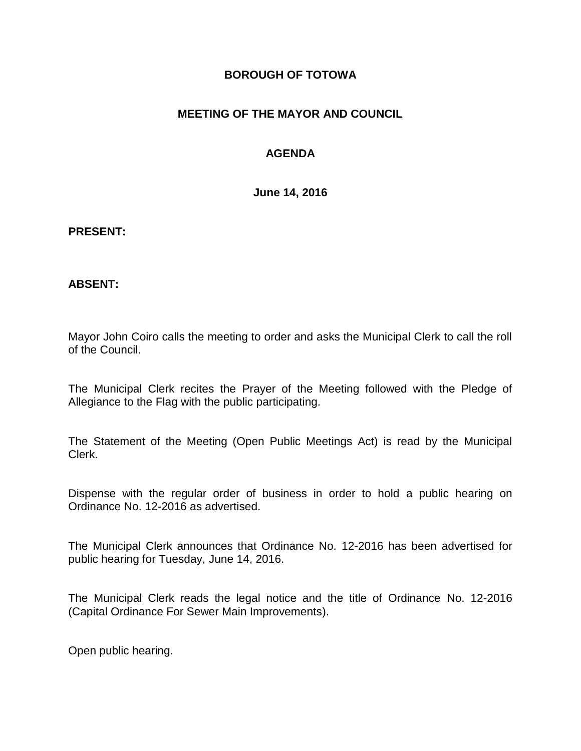# BOROUGH OF TOTOWA

## MEETING OF THE MAYOR AND COUNCIL

## AGENDA

**June 14, 2016**

**PRESENT:**

**ABSENT:**

Mayor John Coiro calls the meeting to order and asks the Municipal Clerk to call the roll of the Council.

The Municipal Clerk recites the Prayer of the Meeting followed with the Pledge of Allegiance to the Flag with the public participating.

The Statement of the Meeting (Open Public Meetings Act) is read by the Municipal Clerk.

Dispense with the regular order of business in order to hold a public hearing on Ordinance No. 12-2016 as advertised.

The Municipal Clerk announces that Ordinance No. 12-2016 has been advertised for public hearing for Tuesday, June 14, 2016.

The Municipal Clerk reads the legal notice and the title of Ordinance No. 12-2016 (Capital Ordinance For Sewer Main Improvements).

Open public hearing.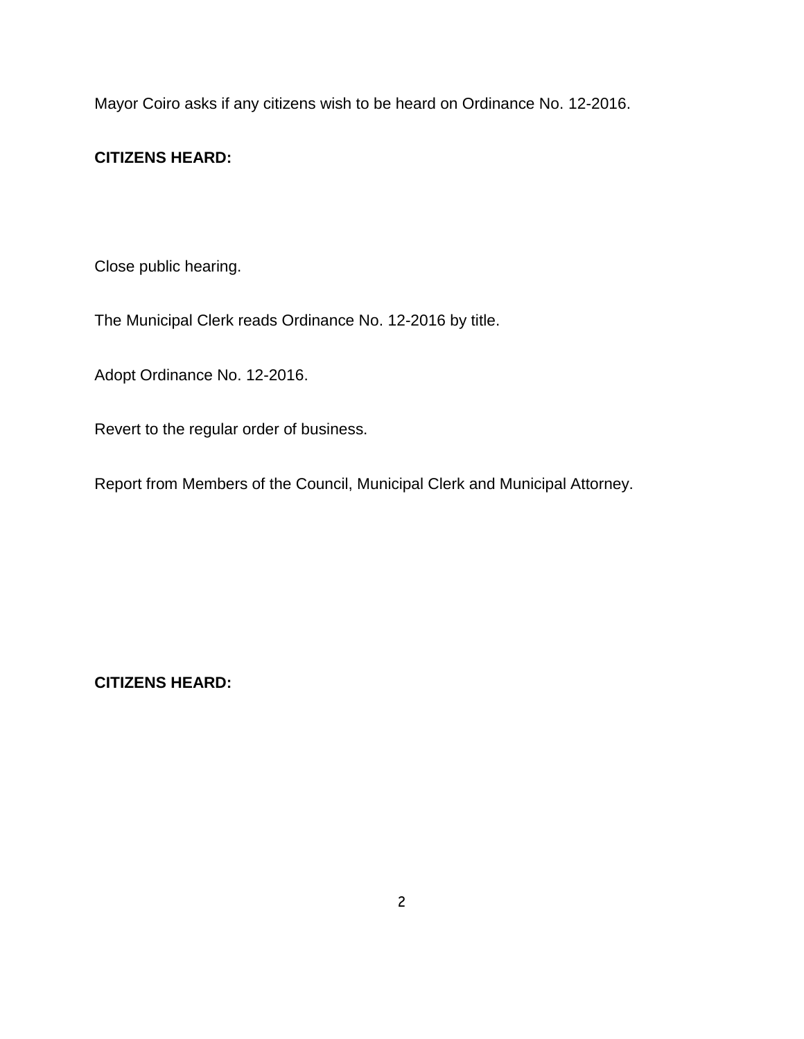Mayor Coiro asks if any citizens wish to be heard on Ordinance No. 12-2016.

**CITIZENS HEARD:**

Close public hearing.

The Municipal Clerk reads Ordinance No. 12-2016 by title.

Adopt Ordinance No. 12-2016.

Revert to the regular order of business.

Report from Members of the Council, Municipal Clerk and Municipal Attorney.

**CITIZENS HEARD:**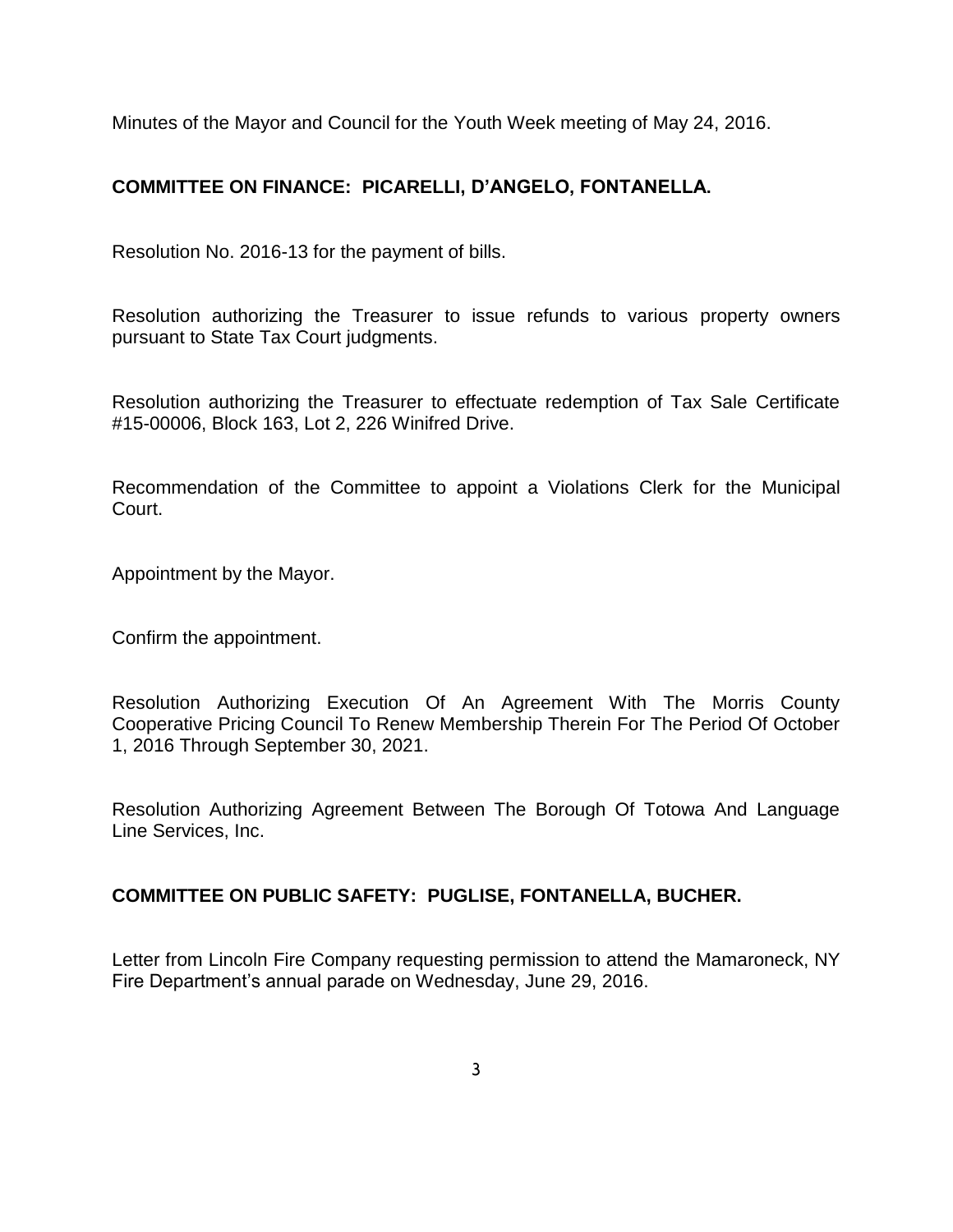Minutes of the Mayor and Council for the Youth Week meeting of May 24, 2016.

**COMMITTEE ON FINANCE: PICARELLI, D'ANGELO, FONTANELLA.**

Resolution No. 2016-13 for the payment of bills.

Resolution authorizing the Treasurer to issue refunds to various property owners pursuant to State Tax Court judgments.

Resolution authorizing the Treasurer to effectuate redemption of Tax Sale Certificate #15-00006, Block 163, Lot 2, 226 Winifred Drive.

Recommendation of the Committee to appoint a Violations Clerk for the Municipal Court.

Appointment by the Mayor.

Confirm the appointment.

Resolution Authorizing Execution Of An Agreement With The Morris County Cooperative Pricing Council To Renew Membership Therein For The Period Of October 1, 2016 Through September 30, 2021.

Resolution Authorizing Agreement Between The Borough Of Totowa And Language Line Services, Inc.

**COMMITTEE ON PUBLIC SAFETY: PUGLISE, FONTANELLA, BUCHER.**

Letter from Lincoln Fire Company requesting permission to attend the Mamaroneck, NY Fire Department's annual parade on Wednesday, June 29, 2016.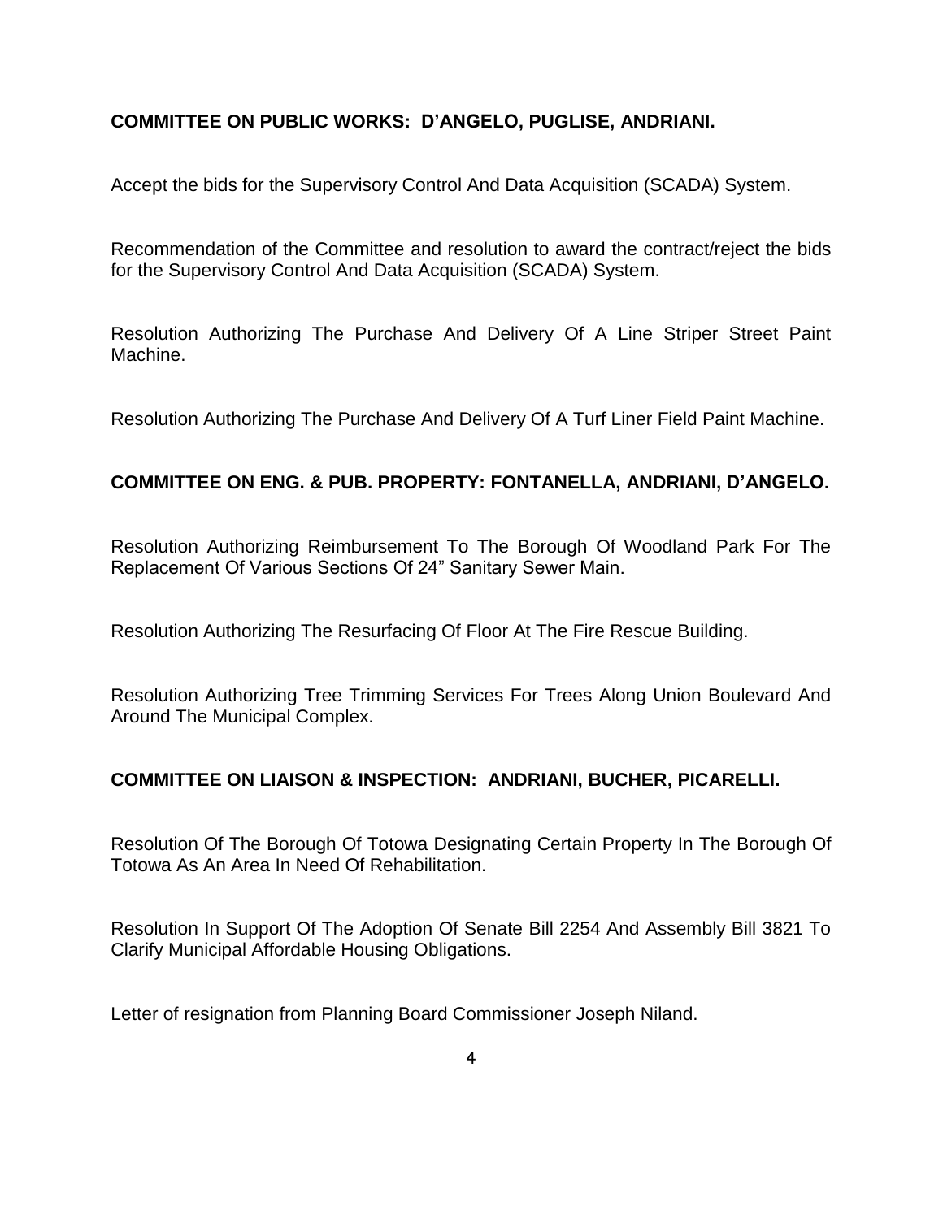**COMMITTEE ON PUBLIC WORKS: D'ANGELO, PUGLISE, ANDRIANI.**

Accept the bids for the Supervisory Control And Data Acquisition (SCADA) System.

Recommendation of the Committee and resolution to award the contract/reject the bids for the Supervisory Control And Data Acquisition (SCADA) System.

Resolution Authorizing The Purchase And Delivery Of A Line Striper Street Paint Machine.

Resolution Authorizing The Purchase And Delivery Of A Turf Liner Field Paint Machine.

**COMMITTEE ON ENG. & PUB. PROPERTY: FONTANELLA, ANDRIANI, D'ANGELO.**

Resolution Authorizing Reimbursement To The Borough Of Woodland Park For The Replacement Of Various Sections Of 24" Sanitary Sewer Main.

Resolution Authorizing The Resurfacing Of Floor At The Fire Rescue Building.

Resolution Authorizing Tree Trimming Services For Trees Along Union Boulevard And Around The Municipal Complex.

**COMMITTEE ON LIAISON & INSPECTION: ANDRIANI, BUCHER, PICARELLI.**

Resolution Of The Borough Of Totowa Designating Certain Property In The Borough Of Totowa As An Area In Need Of Rehabilitation.

Resolution In Support Of The Adoption Of Senate Bill 2254 And Assembly Bill 3821 To Clarify Municipal Affordable Housing Obligations.

Letter of resignation from Planning Board Commissioner Joseph Niland.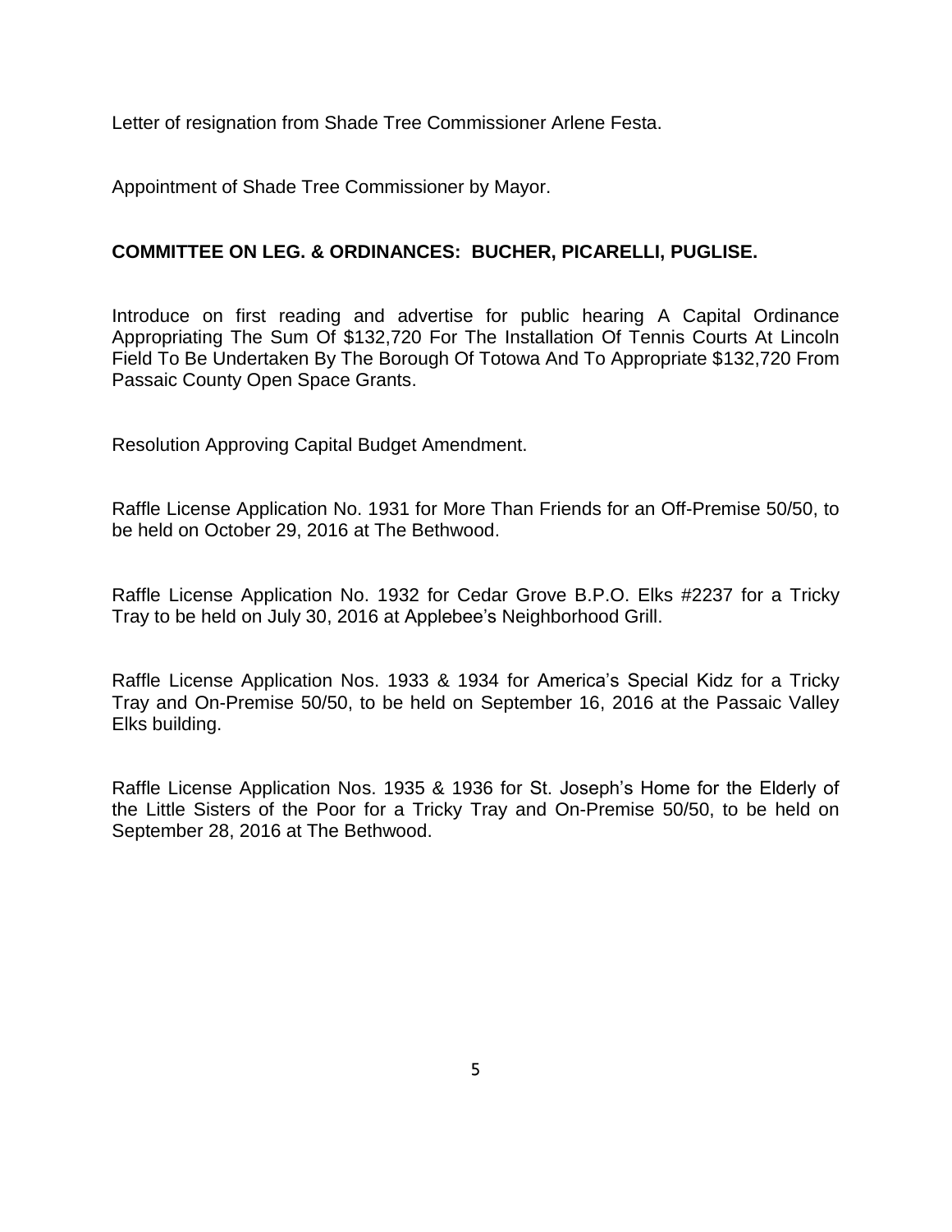Letter of resignation from Shade Tree Commissioner Arlene Festa.

Appointment of Shade Tree Commissioner by Mayor.

**COMMITTEE ON LEG. & ORDINANCES: BUCHER, PICARELLI, PUGLISE.**

Introduce on first reading and advertise for public hearing A Capital Ordinance Appropriating The Sum Of $132,720 For The Installation Of Tennis Courts At Lincoln Field To Be Undertaken By The Borough Of Totowa And To Appropriate $132,720 From Passaic County Open Space Grants.

Resolution Approving Capital Budget Amendment.

Raffle License Application No. 1931 for More Than Friends for an Off-Premise 50/50, to be held on October 29, 2016 at The Bethwood.

Raffle License Application No. 1932 for Cedar Grove B.P.O. Elks #2237 for a Tricky Tray to be held on July 30, 2016 at Applebee's Neighborhood Grill.

Raffle License Application Nos. 1933 & 1934 for America's Special Kidz for a Tricky Tray and On-Premise 50/50, to be held on September 16, 2016 at the Passaic Valley Elks building.

Raffle License Application Nos. 1935 & 1936 for St. Joseph's Home for the Elderly of the Little Sisters of the Poor for a Tricky Tray and On-Premise 50/50, to be held on September 28, 2016 at The Bethwood.